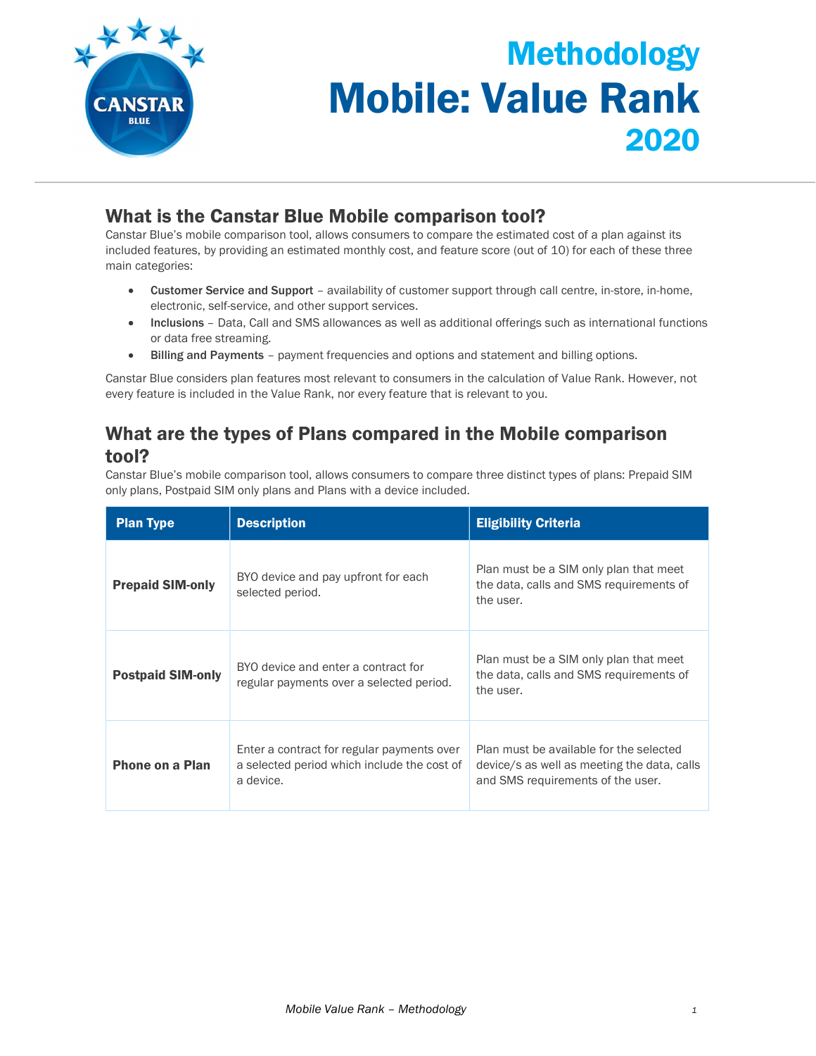# Methodology

# Mobile: Value Rank

# 2020

## What is the Canstar Blue Mobile comparison tool?

Canstar Blue's mobile comparison tool, allows consumers to compare the estimated cost of a plan against its included features, by providing an estimated monthly cost, and feature score (out of 10) for each of these three main categories:

- **Customer Service and Support** – availability of customer support through call centre, in-store, in-home, electronic, self-service, and other support services.
- **Inclusions** – Data, Call and SMS allowances as well as additional offerings such as international functions or data free streaming.
- **Billing and Payments** – payment frequencies and options and statement and billing options.

Canstar Blue considers plan features most relevant to consumers in the calculation of Value Rank. However, not every feature is included in the Value Rank, nor every feature that is relevant to you.

## What are the types of Plans compared in the Mobile comparison tool?

Canstar Blue's mobile comparison tool, allows consumers to compare three distinct types of plans: Prepaid SIM only plans, Postpaid SIM only plans and Plans with a device included.

| Plan Type | Description | Eligibility Criteria |
| --- | --- | --- |
| **Prepaid SIM-only** | BYO device and pay upfront for each selected period. | Plan must be a SIM only plan that meet the data, calls and SMS requirements of the user. |
| **Postpaid SIM-only** | BYO device and enter a contract for regular payments over a selected period. | Plan must be a SIM only plan that meet the data, calls and SMS requirements of the user. |
| **Phone on a Plan** | Enter a contract for regular payments over a selected period which include the cost of a device. | Plan must be available for the selected device/s as well as meeting the data, calls and SMS requirements of the user. |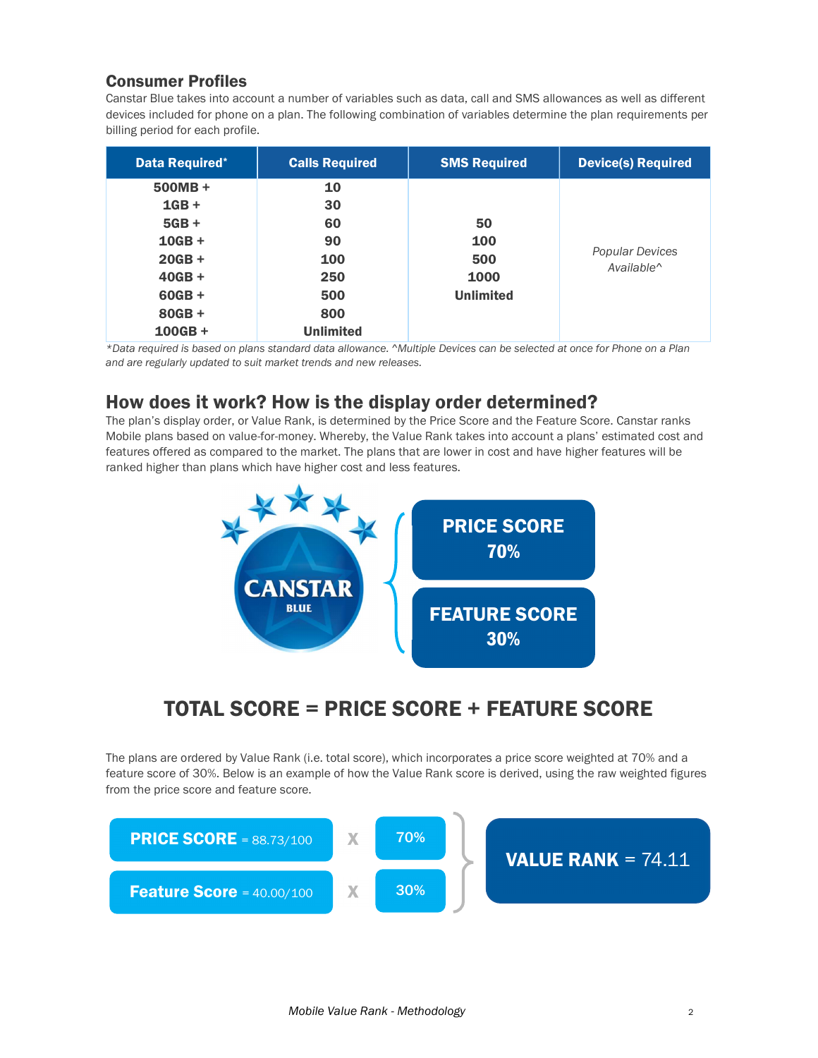## Consumer Profiles

Canstar Blue takes into account a number of variables such as data, call and SMS allowances as well as different devices included for phone on a plan. The following combination of variables determine the plan requirements per billing period for each profile.

| Data Required* | Calls Required | SMS Required | Device(s) Required |
|---|---|---|---|
| 500MB + | 10 | | |
| 1GB + | 30 | | |
| 5GB + | 60 | 50 | |
| 10GB + | 90 | 100 | *Popular Devices Available^* |
| 20GB + | 100 | 500 | |
| 40GB + | 250 | 1000 | |
| 60GB + | 500 | Unlimited | |
| 80GB + | 800 | | |
| 100GB + | Unlimited | | |

*\*Data required is based on plans standard data allowance. ^Multiple Devices can be selected at once for Phone on a Plan and are regularly updated to suit market trends and new releases.*

## How does it work? How is the display order determined?

The plan's display order, or Value Rank, is determined by the Price Score and the Feature Score. Canstar ranks Mobile plans based on value-for-money. Whereby, the Value Rank takes into account a plans' estimated cost and features offered as compared to the market. The plans that are lower in cost and have higher features will be ranked higher than plans which have higher cost and less features.

**PRICE SCORE 70%**

**FEATURE SCORE 30%**

### TOTAL SCORE = PRICE SCORE + FEATURE SCORE

The plans are ordered by Value Rank (i.e. total score), which incorporates a price score weighted at 70% and a feature score of 30%. Below is an example of how the Value Rank score is derived, using the raw weighted figures from the price score and feature score.

**PRICE SCORE** = 88.73/100 x 70%

**Feature Score** = 40.00/100 x 30%

**VALUE RANK** = 74.11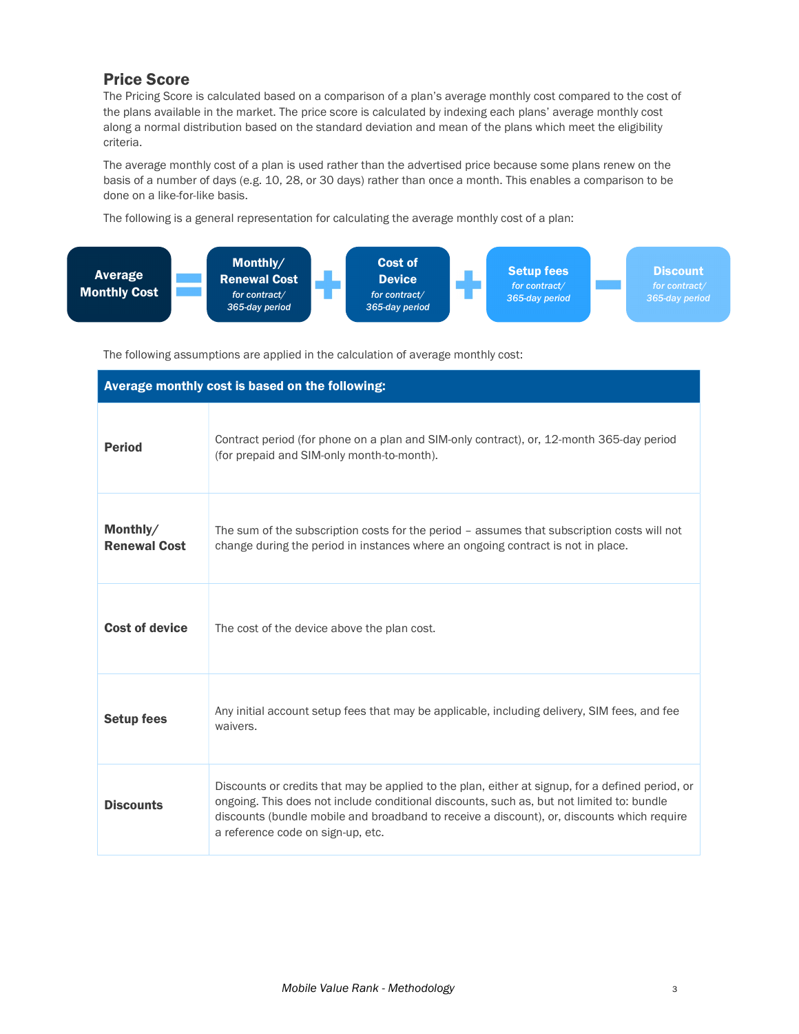## Price Score

The Pricing Score is calculated based on a comparison of a plan's average monthly cost compared to the cost of the plans available in the market. The price score is calculated by indexing each plans' average monthly cost along a normal distribution based on the standard deviation and mean of the plans which meet the eligibility criteria.

The average monthly cost of a plan is used rather than the advertised price because some plans renew on the basis of a number of days (e.g. 10, 28, or 30 days) rather than once a month. This enables a comparison to be done on a like-for-like basis.

The following is a general representation for calculating the average monthly cost of a plan:

**Average Monthly Cost** = **Monthly/ Renewal Cost** *for contract/ 365-day period* + **Cost of Device** *for contract/ 365-day period* + **Setup fees** *for contract/ 365-day period* − **Discount** *for contract/ 365-day period*

The following assumptions are applied in the calculation of average monthly cost:

| **Average monthly cost is based on the following:** | |
|---|---|
| **Period** | Contract period (for phone on a plan and SIM-only contract), or, 12-month 365-day period (for prepaid and SIM-only month-to-month). |
| **Monthly/ Renewal Cost** | The sum of the subscription costs for the period – assumes that subscription costs will not change during the period in instances where an ongoing contract is not in place. |
| **Cost of device** | The cost of the device above the plan cost. |
| **Setup fees** | Any initial account setup fees that may be applicable, including delivery, SIM fees, and fee waivers. |
| **Discounts** | Discounts or credits that may be applied to the plan, either at signup, for a defined period, or ongoing. This does not include conditional discounts, such as, but not limited to: bundle discounts (bundle mobile and broadband to receive a discount), or, discounts which require a reference code on sign-up, etc. |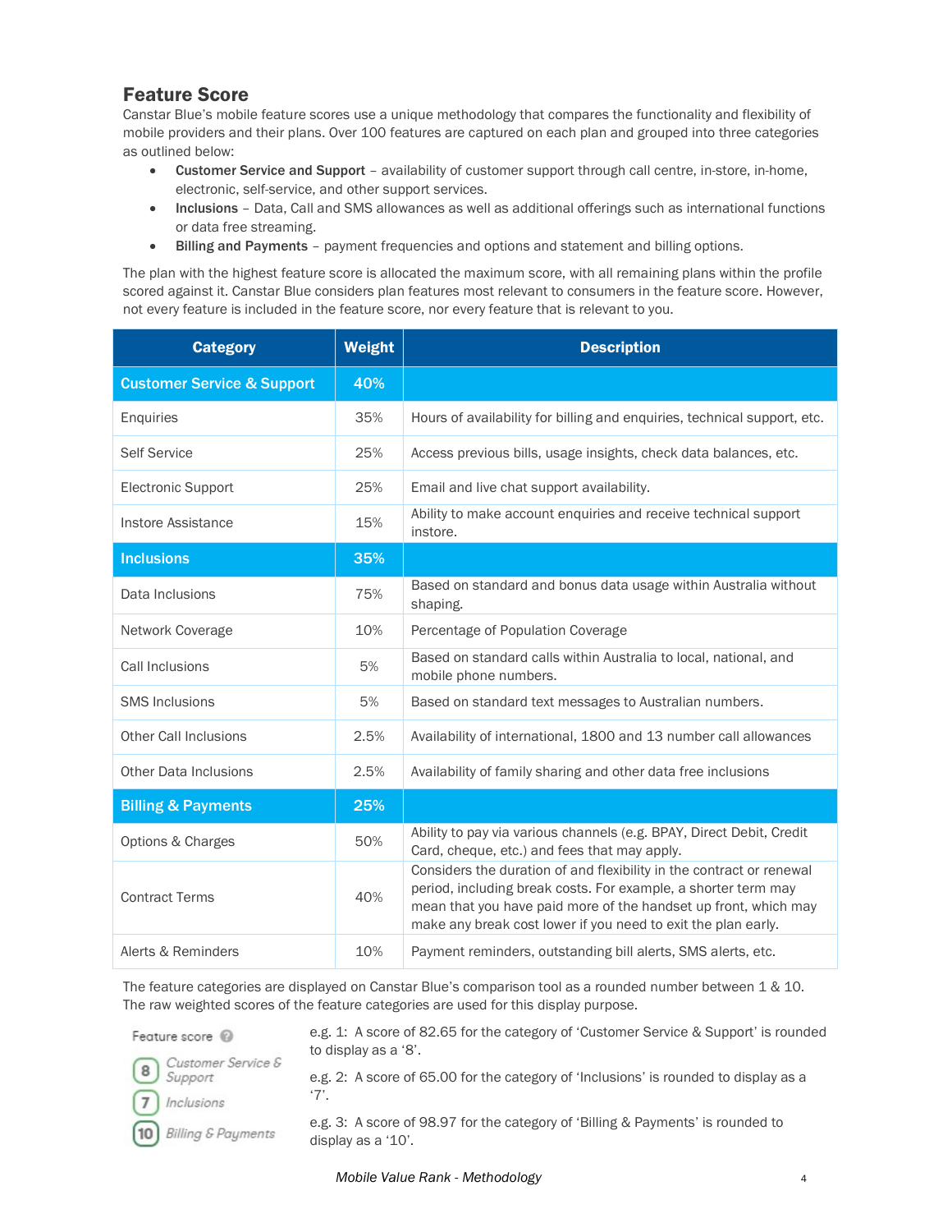## Feature Score

Canstar Blue's mobile feature scores use a unique methodology that compares the functionality and flexibility of mobile providers and their plans. Over 100 features are captured on each plan and grouped into three categories as outlined below:

- **Customer Service and Support** – availability of customer support through call centre, in-store, in-home, electronic, self-service, and other support services.
- **Inclusions** – Data, Call and SMS allowances as well as additional offerings such as international functions or data free streaming.
- **Billing and Payments** – payment frequencies and options and statement and billing options.

The plan with the highest feature score is allocated the maximum score, with all remaining plans within the profile scored against it. Canstar Blue considers plan features most relevant to consumers in the feature score. However, not every feature is included in the feature score, nor every feature that is relevant to you.

| Category | Weight | Description |
|---|---|---|
| **Customer Service & Support** | **40%** | |
| Enquiries | 35% | Hours of availability for billing and enquiries, technical support, etc. |
| Self Service | 25% | Access previous bills, usage insights, check data balances, etc. |
| Electronic Support | 25% | Email and live chat support availability. |
| Instore Assistance | 15% | Ability to make account enquiries and receive technical support instore. |
| **Inclusions** | **35%** | |
| Data Inclusions | 75% | Based on standard and bonus data usage within Australia without shaping. |
| Network Coverage | 10% | Percentage of Population Coverage |
| Call Inclusions | 5% | Based on standard calls within Australia to local, national, and mobile phone numbers. |
| SMS Inclusions | 5% | Based on standard text messages to Australian numbers. |
| Other Call Inclusions | 2.5% | Availability of international, 1800 and 13 number call allowances |
| Other Data Inclusions | 2.5% | Availability of family sharing and other data free inclusions |
| **Billing & Payments** | **25%** | |
| Options & Charges | 50% | Ability to pay via various channels (e.g. BPAY, Direct Debit, Credit Card, cheque, etc.) and fees that may apply. |
| Contract Terms | 40% | Considers the duration of and flexibility in the contract or renewal period, including break costs. For example, a shorter term may mean that you have paid more of the handset up front, which may make any break cost lower if you need to exit the plan early. |
| Alerts & Reminders | 10% | Payment reminders, outstanding bill alerts, SMS alerts, etc. |

The feature categories are displayed on Canstar Blue's comparison tool as a rounded number between 1 & 10. The raw weighted scores of the feature categories are used for this display purpose.

Feature score

- 8 Customer Service & Support
- 7 Inclusions
- 10 Billing & Payments

e.g. 1: A score of 82.65 for the category of 'Customer Service & Support' is rounded to display as a '8'.

e.g. 2: A score of 65.00 for the category of 'Inclusions' is rounded to display as a '7'.

e.g. 3: A score of 98.97 for the category of 'Billing & Payments' is rounded to display as a '10'.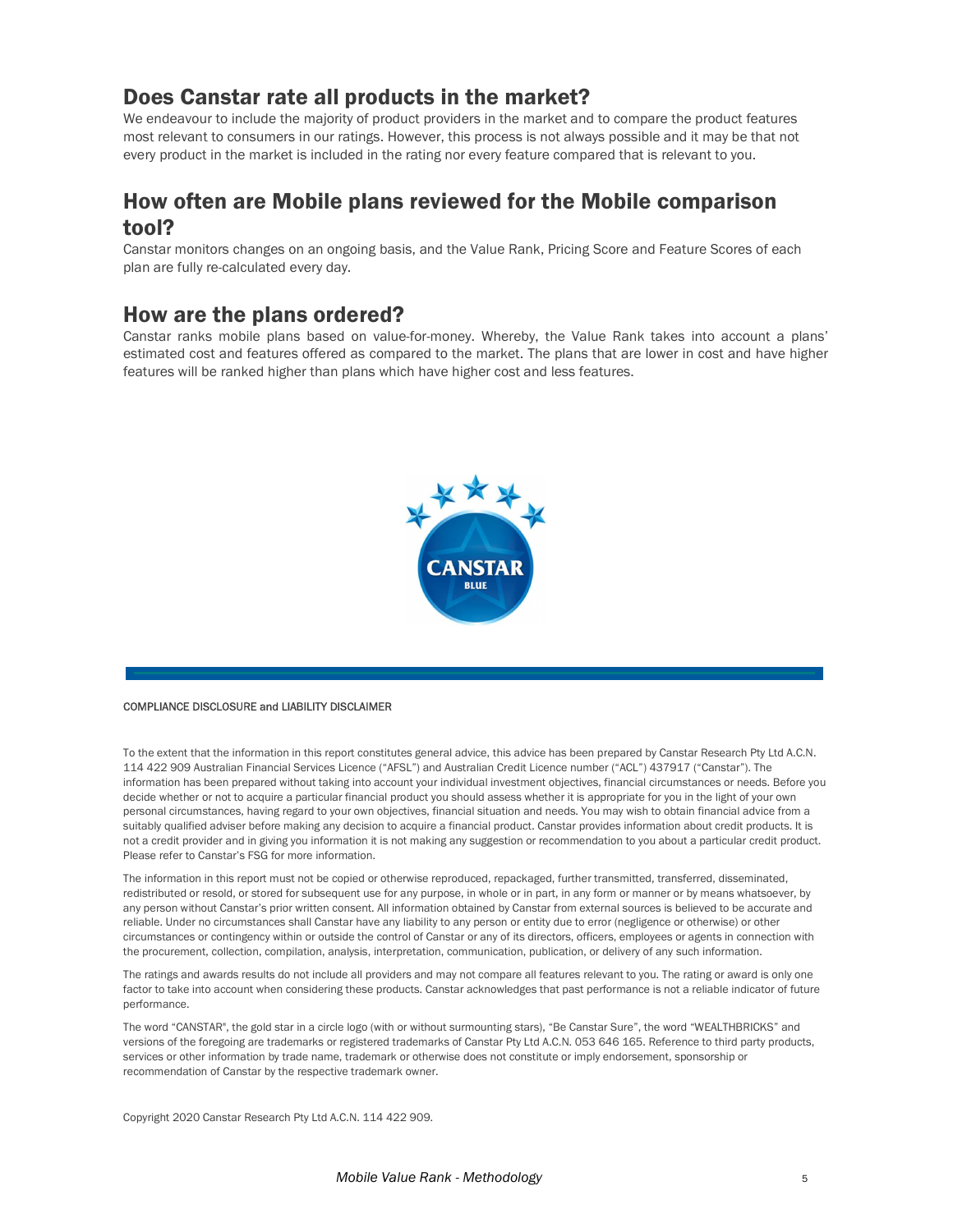## Does Canstar rate all products in the market?

We endeavour to include the majority of product providers in the market and to compare the product features most relevant to consumers in our ratings. However, this process is not always possible and it may be that not every product in the market is included in the rating nor every feature compared that is relevant to you.

## How often are Mobile plans reviewed for the Mobile comparison tool?

Canstar monitors changes on an ongoing basis, and the Value Rank, Pricing Score and Feature Scores of each plan are fully re-calculated every day.

## How are the plans ordered?

Canstar ranks mobile plans based on value-for-money. Whereby, the Value Rank takes into account a plans' estimated cost and features offered as compared to the market. The plans that are lower in cost and have higher features will be ranked higher than plans which have higher cost and less features.

COMPLIANCE DISCLOSURE and LIABILITY DISCLAIMER

To the extent that the information in this report constitutes general advice, this advice has been prepared by Canstar Research Pty Ltd A.C.N. 114 422 909 Australian Financial Services Licence ("AFSL") and Australian Credit Licence number ("ACL") 437917 ("Canstar"). The information has been prepared without taking into account your individual investment objectives, financial circumstances or needs. Before you decide whether or not to acquire a particular financial product you should assess whether it is appropriate for you in the light of your own personal circumstances, having regard to your own objectives, financial situation and needs. You may wish to obtain financial advice from a suitably qualified adviser before making any decision to acquire a financial product. Canstar provides information about credit products. It is not a credit provider and in giving you information it is not making any suggestion or recommendation to you about a particular credit product. Please refer to Canstar's FSG for more information.

The information in this report must not be copied or otherwise reproduced, repackaged, further transmitted, transferred, disseminated, redistributed or resold, or stored for subsequent use for any purpose, in whole or in part, in any form or manner or by means whatsoever, by any person without Canstar's prior written consent. All information obtained by Canstar from external sources is believed to be accurate and reliable. Under no circumstances shall Canstar have any liability to any person or entity due to error (negligence or otherwise) or other circumstances or contingency within or outside the control of Canstar or any of its directors, officers, employees or agents in connection with the procurement, collection, compilation, analysis, interpretation, communication, publication, or delivery of any such information.

The ratings and awards results do not include all providers and may not compare all features relevant to you. The rating or award is only one factor to take into account when considering these products. Canstar acknowledges that past performance is not a reliable indicator of future performance.

The word "CANSTAR", the gold star in a circle logo (with or without surmounting stars), "Be Canstar Sure", the word "WEALTHBRICKS" and versions of the foregoing are trademarks or registered trademarks of Canstar Pty Ltd A.C.N. 053 646 165. Reference to third party products, services or other information by trade name, trademark or otherwise does not constitute or imply endorsement, sponsorship or recommendation of Canstar by the respective trademark owner.

Copyright 2020 Canstar Research Pty Ltd A.C.N. 114 422 909.